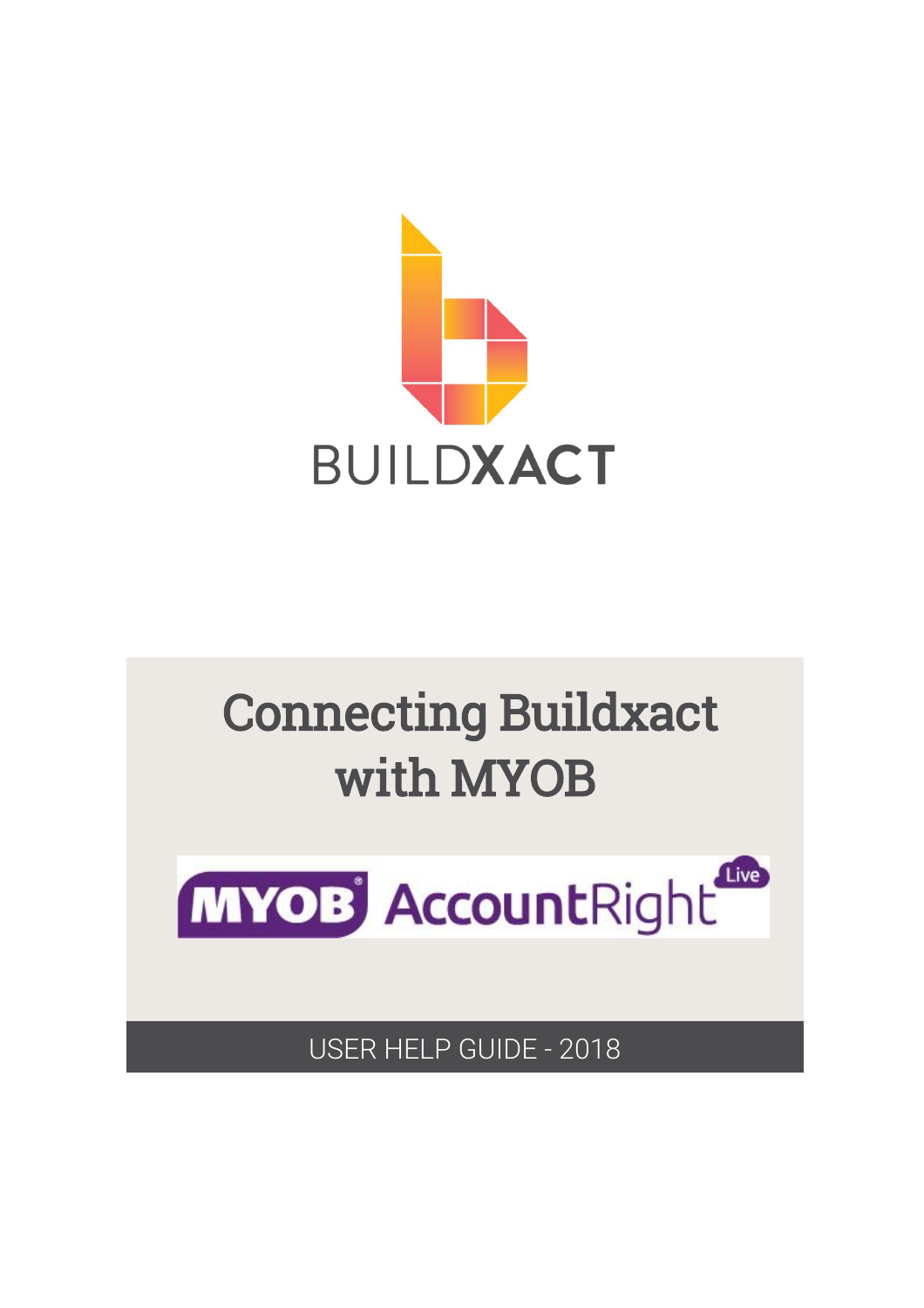BUILDXACT

# Connecting Buildxact with MYOB

MYOB AccountRight Live

USER HELP GUIDE - 2018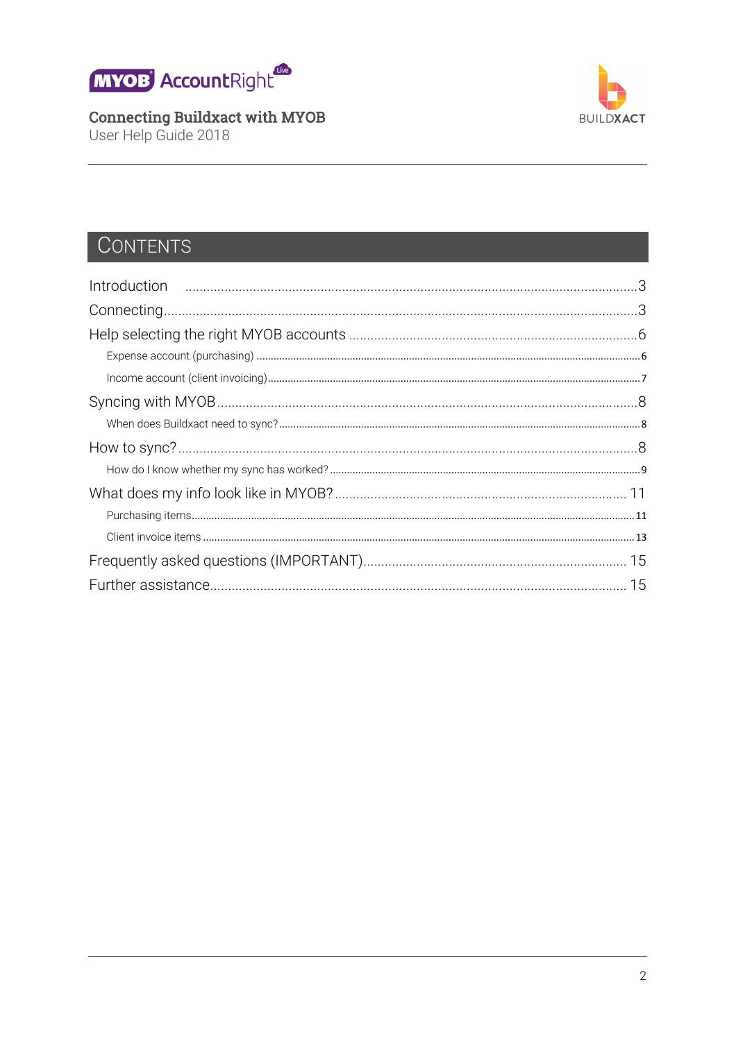Connecting Buildxact with MYOB
User Help Guide 2018

# CONTENTS

- Introduction ..... 3
- Connecting ..... 3
- Help selecting the right MYOB accounts ..... 6
  - Expense account (purchasing) ..... 6
  - Income account (client invoicing) ..... 7
- Syncing with MYOB ..... 8
  - When does Buildxact need to sync? ..... 8
- How to sync? ..... 8
  - How do I know whether my sync has worked? ..... 9
- What does my info look like in MYOB? ..... 11
  - Purchasing items ..... 11
  - Client invoice items ..... 13
- Frequently asked questions (IMPORTANT) ..... 15
- Further assistance ..... 15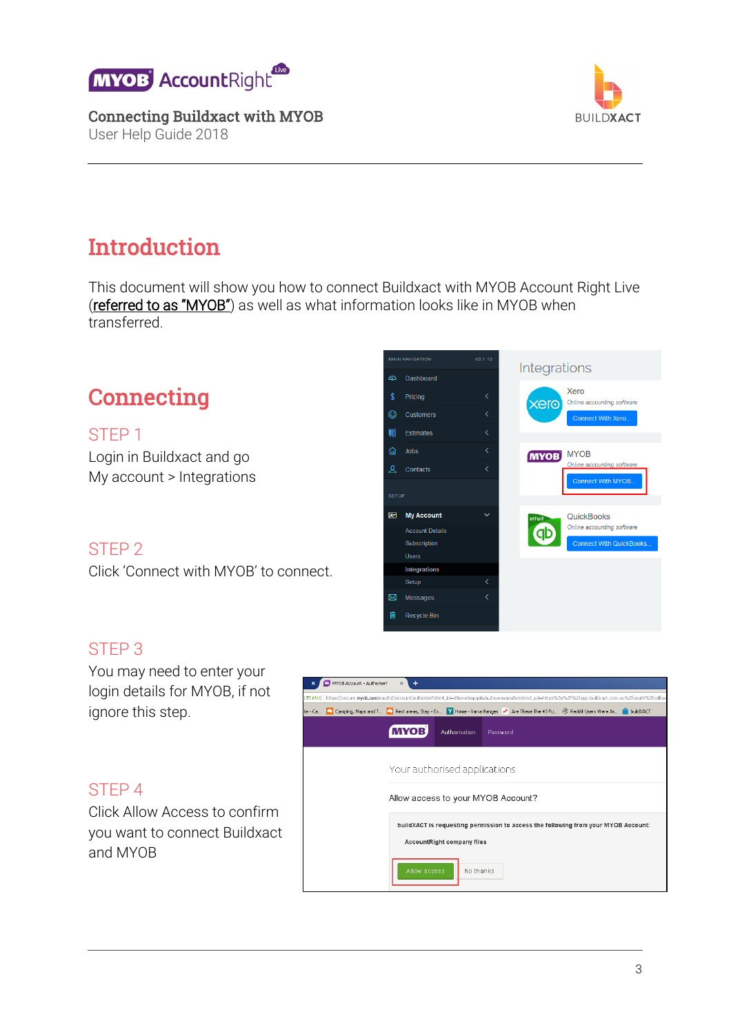# Introduction

This document will show you how to connect Buildxact with MYOB Account Right Live (referred to as "MYOB") as well as what information looks like in MYOB when transferred.

# Connecting

## STEP 1

Login in Buildxact and go My account > Integrations

## STEP 2

Click 'Connect with MYOB' to connect.

## STEP 3

You may need to enter your login details for MYOB, if not ignore this step.

## STEP 4

Click Allow Access to confirm you want to connect Buildxact and MYOB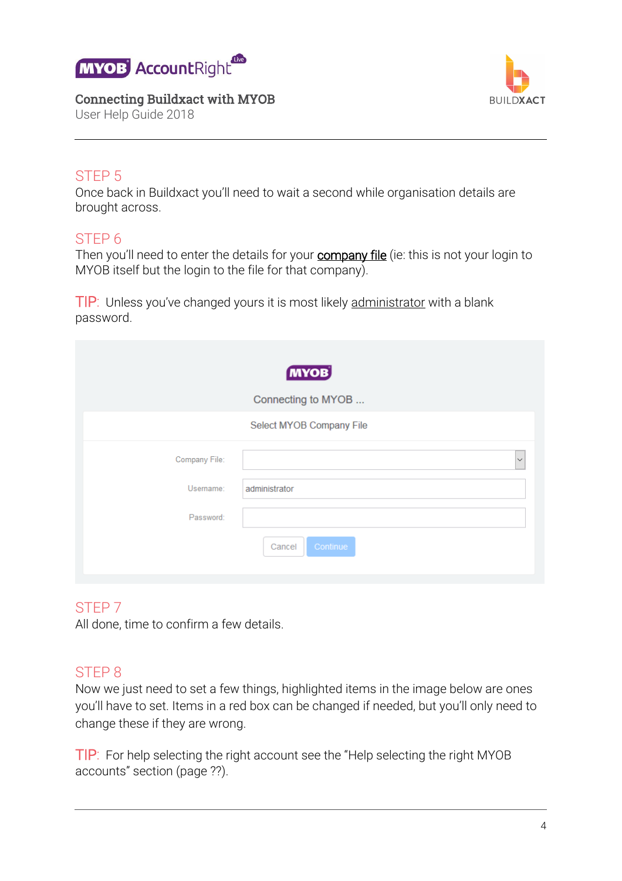## STEP 5

Once back in Buildxact you'll need to wait a second while organisation details are brought across.

## STEP 6

Then you'll need to enter the details for your **company file** (ie: this is not your login to MYOB itself but the login to the file for that company).

TIP: Unless you've changed yours it is most likely administrator with a blank password.

MYOB

Connecting to MYOB ...

Select MYOB Company File

Company File:

Username: administrator

Password:

Cancel Continue

## STEP 7

All done, time to confirm a few details.

## STEP 8

Now we just need to set a few things, highlighted items in the image below are ones you'll have to set. Items in a red box can be changed if needed, but you'll only need to change these if they are wrong.

TIP: For help selecting the right account see the "Help selecting the right MYOB accounts" section (page ??).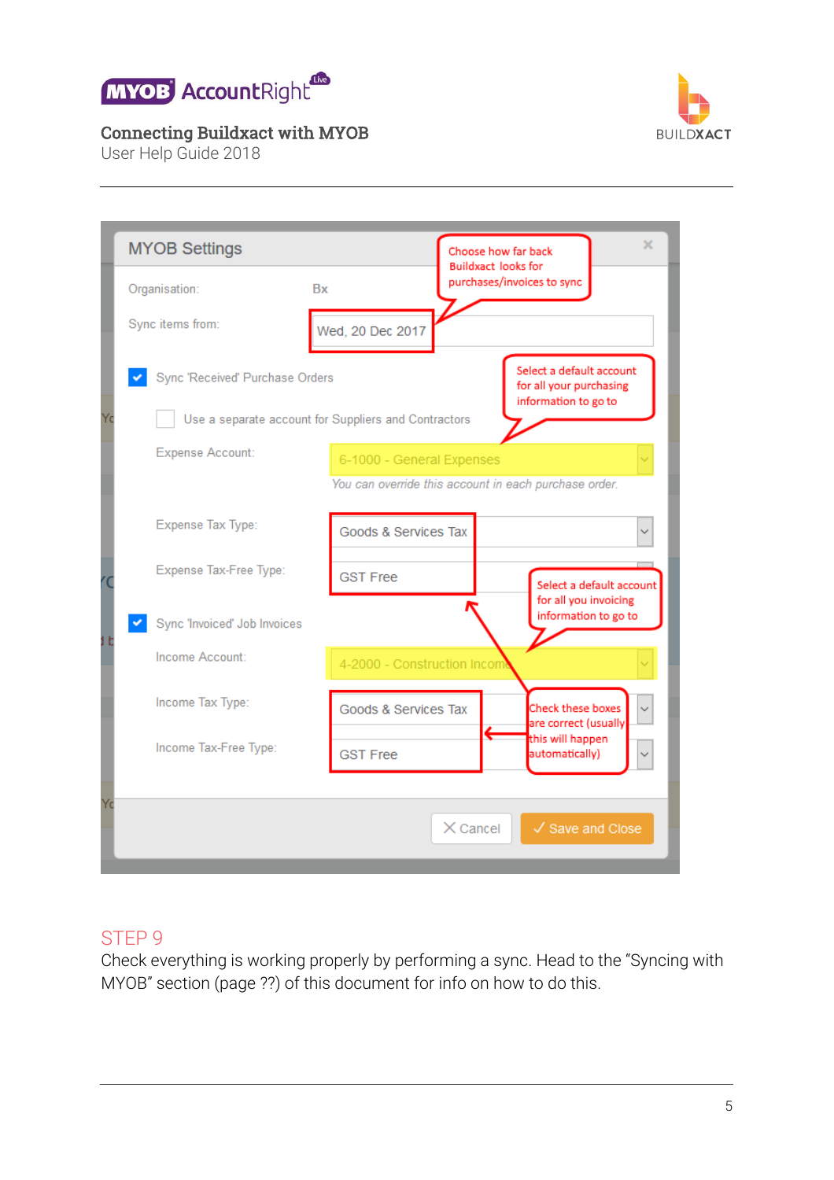**MYOB Settings**

Organisation: Bx

Sync items from: Wed, 20 Dec 2017

*Choose how far back Buildxact looks for purchases/invoices to sync*

☑ Sync 'Received' Purchase Orders

☐ Use a separate account for Suppliers and Contractors

Expense Account: 6-1000 - General Expenses

*You can override this account in each purchase order.*

*Select a default account for all your purchasing information to go to*

Expense Tax Type: Goods & Services Tax

Expense Tax-Free Type: GST Free

☑ Sync 'Invoiced' Job Invoices

Income Account: 4-2000 - Construction Income

*Select a default account for all you invoicing information to go to*

Income Tax Type: Goods & Services Tax

Income Tax-Free Type: GST Free

*Check these boxes are correct (usually this will happen automatically)*

Cancel | Save and Close

## STEP 9

Check everything is working properly by performing a sync. Head to the "Syncing with MYOB" section (page ??) of this document for info on how to do this.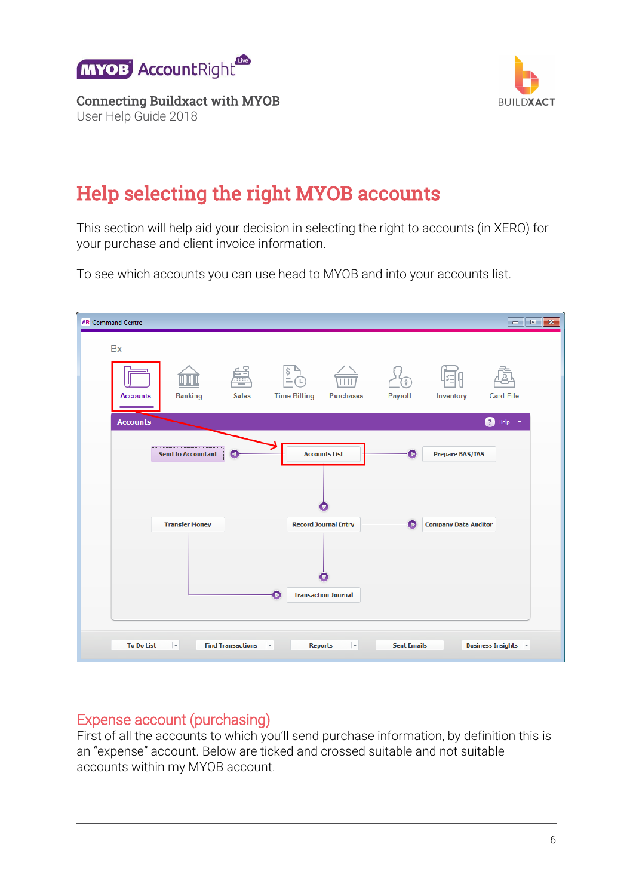# Help selecting the right MYOB accounts

This section will help aid your decision in selecting the right to accounts (in XERO) for your purchase and client invoice information.

To see which accounts you can use head to MYOB and into your accounts list.

## Expense account (purchasing)

First of all the accounts to which you'll send purchase information, by definition this is an "expense" account. Below are ticked and crossed suitable and not suitable accounts within my MYOB account.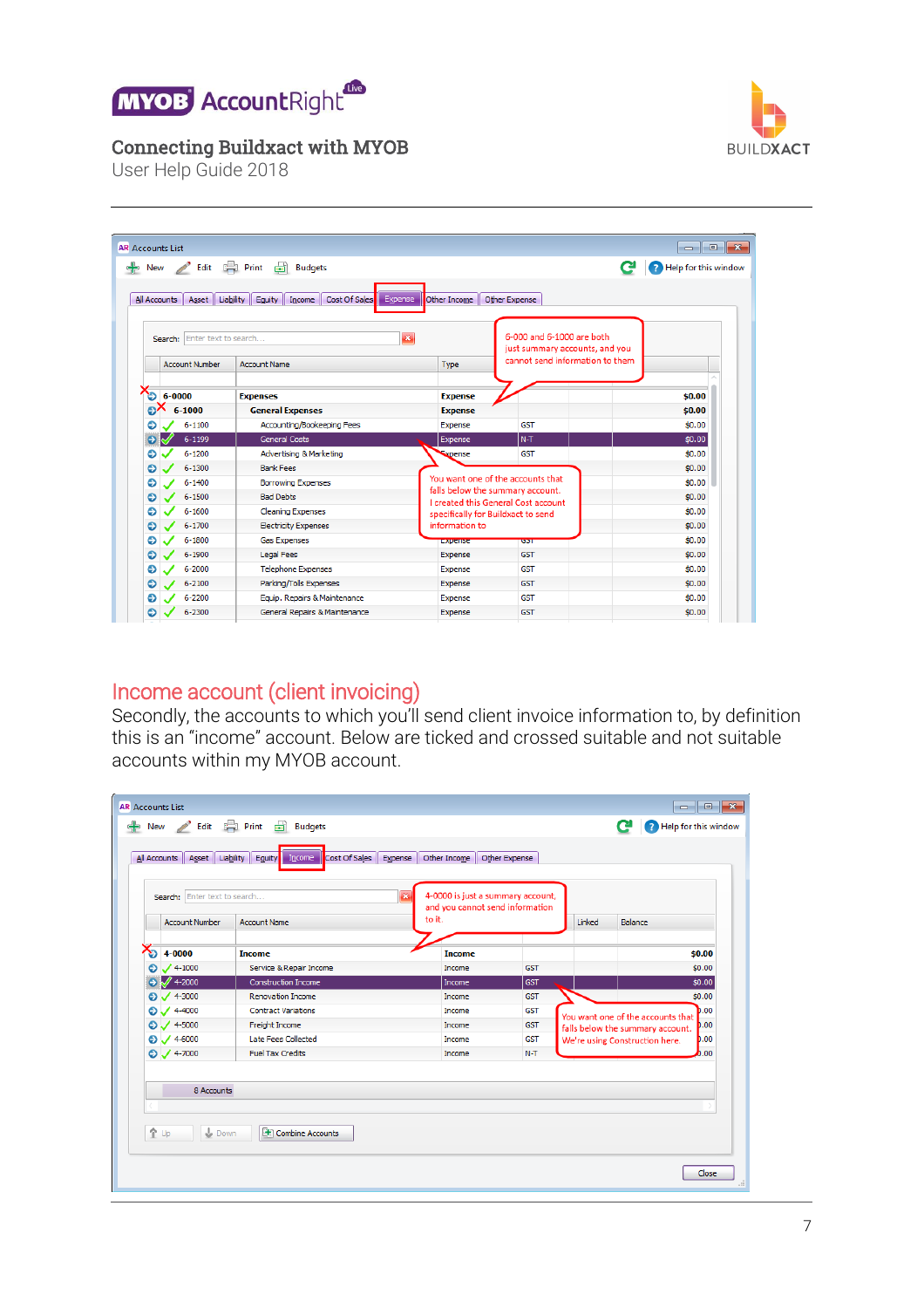## Income account (client invoicing)

Secondly, the accounts to which you'll send client invoice information to, by definition this is an "income" account. Below are ticked and crossed suitable and not suitable accounts within my MYOB account.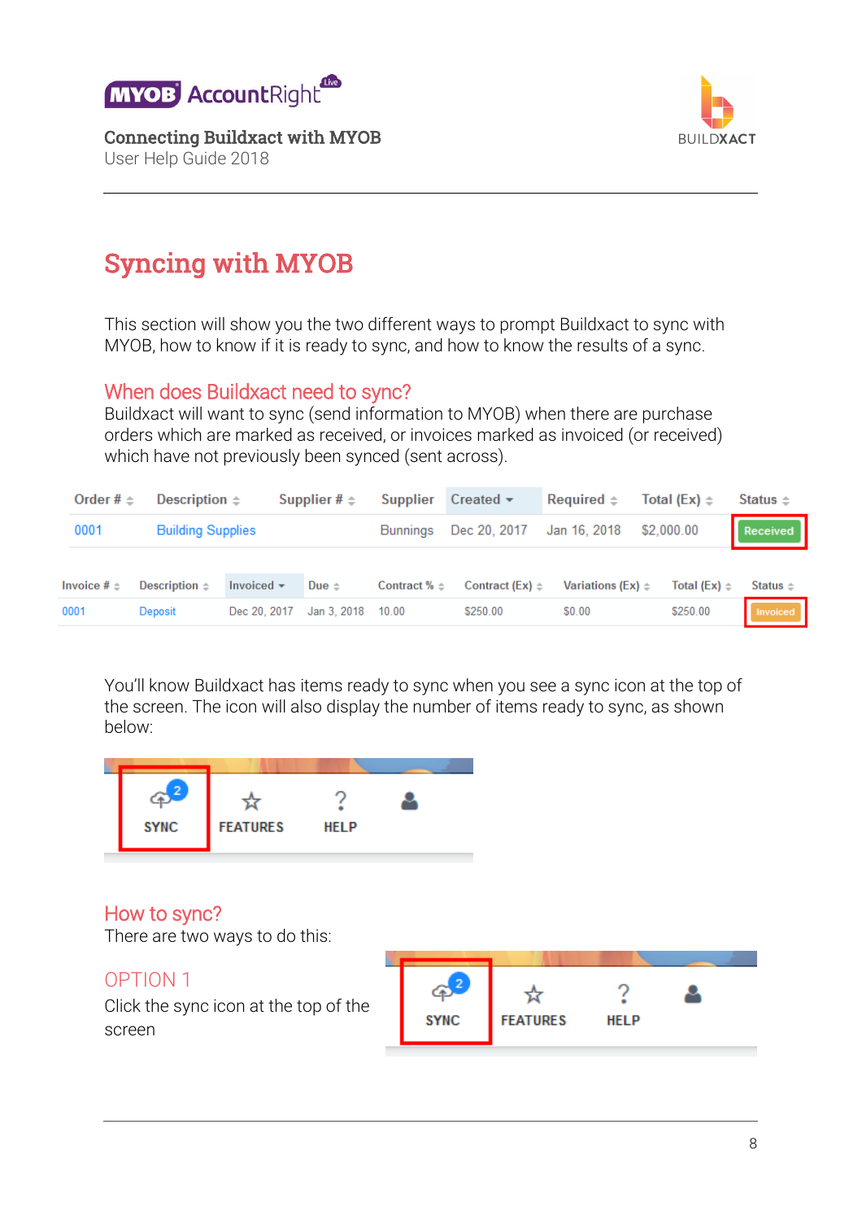# Syncing with MYOB

This section will show you the two different ways to prompt Buildxact to sync with MYOB, how to know if it is ready to sync, and how to know the results of a sync.

## When does Buildxact need to sync?

Buildxact will want to sync (send information to MYOB) when there are purchase orders which are marked as received, or invoices marked as invoiced (or received) which have not previously been synced (sent across).

| Order # | Description | Supplier # | Supplier | Created | Required | Total (Ex) | Status |
|---|---|---|---|---|---|---|---|
| 0001 | Building Supplies | | Bunnings | Dec 20, 2017 | Jan 16, 2018 | $2,000.00 | Received |

| Invoice # | Description | Invoiced | Due | Contract % | Contract (Ex) | Variations (Ex) | Total (Ex) | Status |
|---|---|---|---|---|---|---|---|---|
| 0001 | Deposit | Dec 20, 2017 | Jan 3, 2018 | 10.00 | $250.00 | $0.00 | $250.00 | Invoiced |

You'll know Buildxact has items ready to sync when you see a sync icon at the top of the screen. The icon will also display the number of items ready to sync, as shown below:

SYNC (2) | FEATURES | HELP

## How to sync?

There are two ways to do this:

### OPTION 1

Click the sync icon at the top of the screen

SYNC (2) | FEATURES | HELP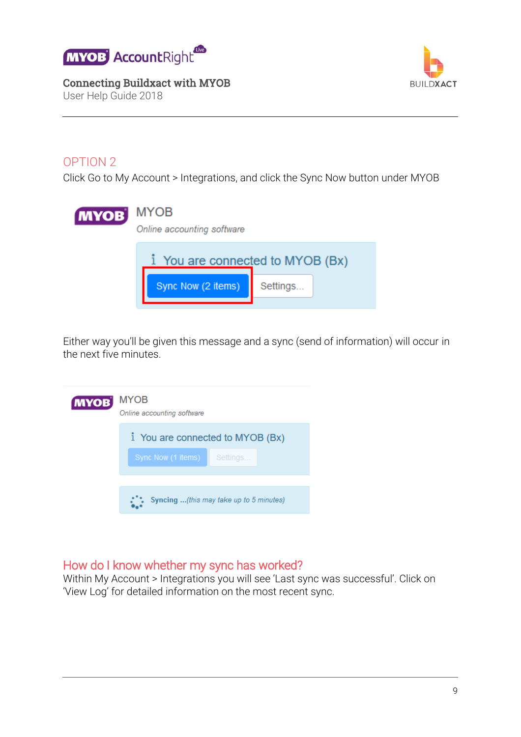## OPTION 2

Click Go to My Account > Integrations, and click the Sync Now button under MYOB

Either way you'll be given this message and a sync (send of information) will occur in the next five minutes.

## How do I know whether my sync has worked?

Within My Account > Integrations you will see 'Last sync was successful'. Click on 'View Log' for detailed information on the most recent sync.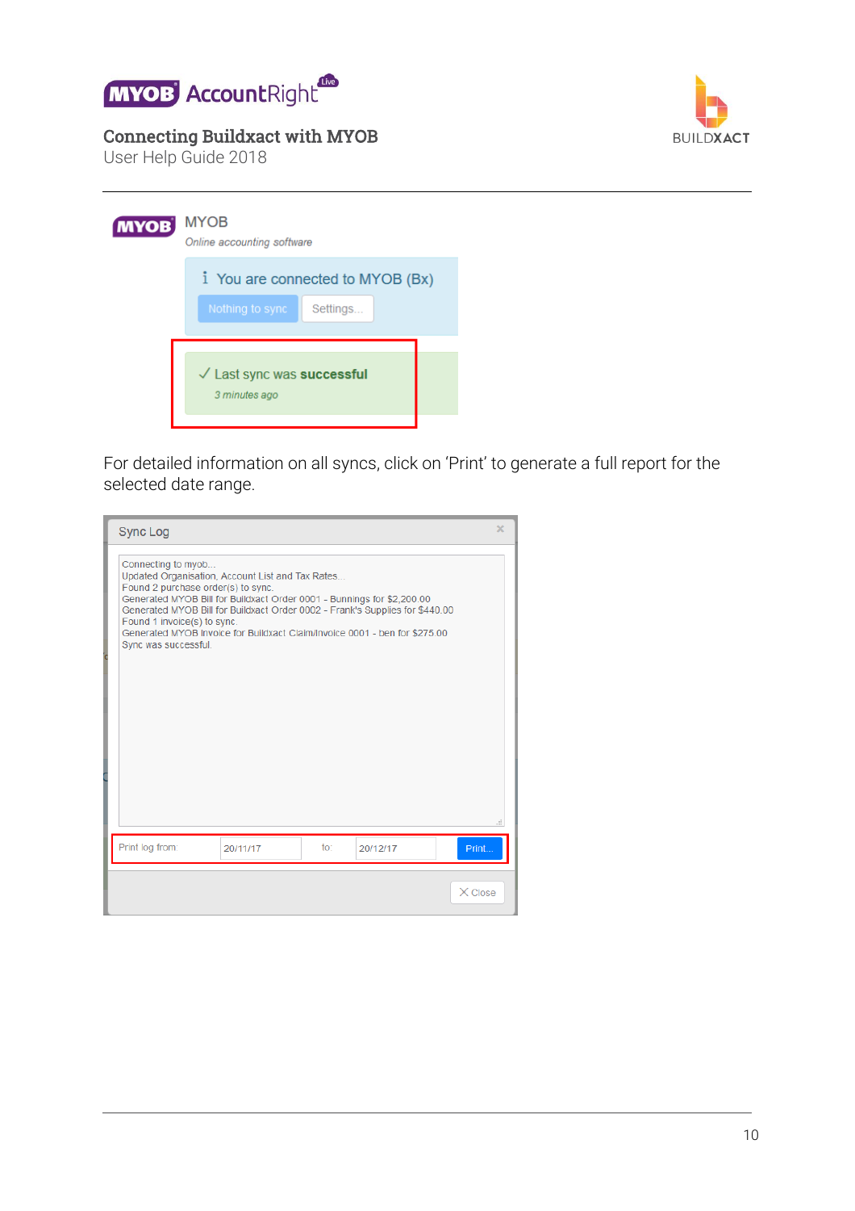MYOB
*Online accounting software*

You are connected to MYOB (Bx)

Nothing to sync | Settings...

✓ Last sync was **successful**
*3 minutes ago*

For detailed information on all syncs, click on 'Print' to generate a full report for the selected date range.

Sync Log

```
Connecting to myob...
Updated Organisation, Account List and Tax Rates...
Found 2 purchase order(s) to sync.
Generated MYOB Bill for Buildxact Order 0001 - Bunnings for $2,200.00
Generated MYOB Bill for Buildxact Order 0002 - Frank's Supplies for $440.00
Found 1 invoice(s) to sync.
Generated MYOB Invoice for Buildxact Claim/Invoice 0001 - ben for $275.00
Sync was successful.
```

Print log from: 20/11/17 to: 20/12/17 Print...

Close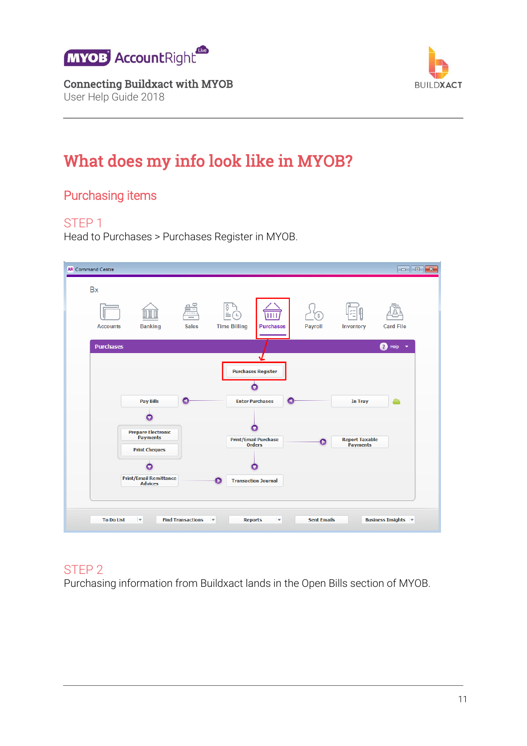# What does my info look like in MYOB?

## Purchasing items

### STEP 1

Head to Purchases > Purchases Register in MYOB.

### STEP 2

Purchasing information from Buildxact lands in the Open Bills section of MYOB.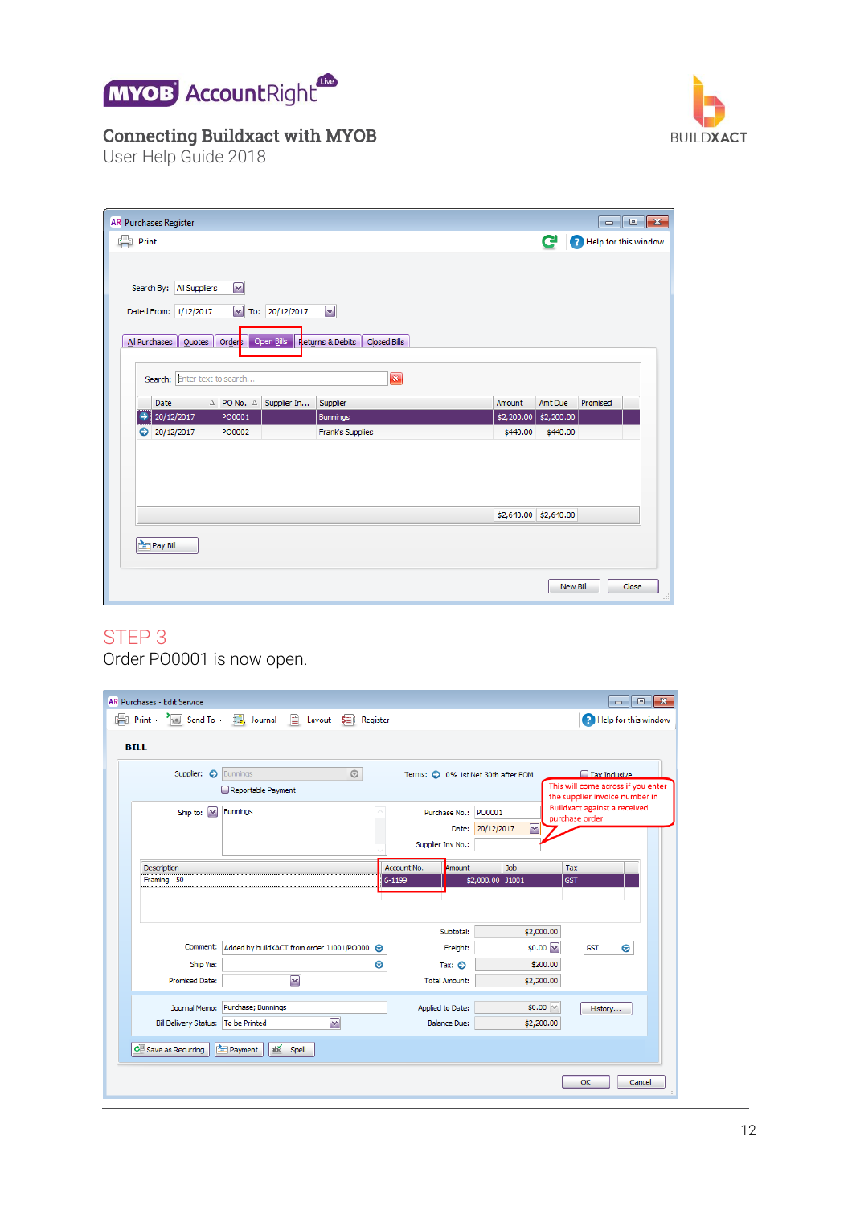## STEP 3

Order PO0001 is now open.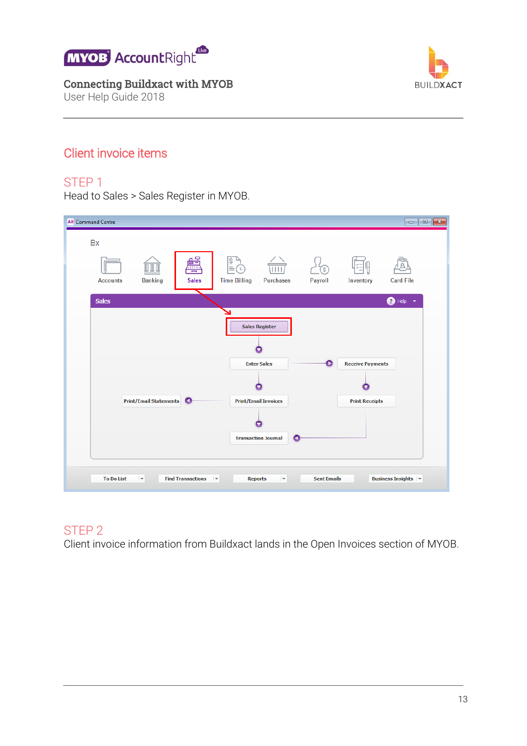# Client invoice items

## STEP 1

Head to Sales > Sales Register in MYOB.

## STEP 2

Client invoice information from Buildxact lands in the Open Invoices section of MYOB.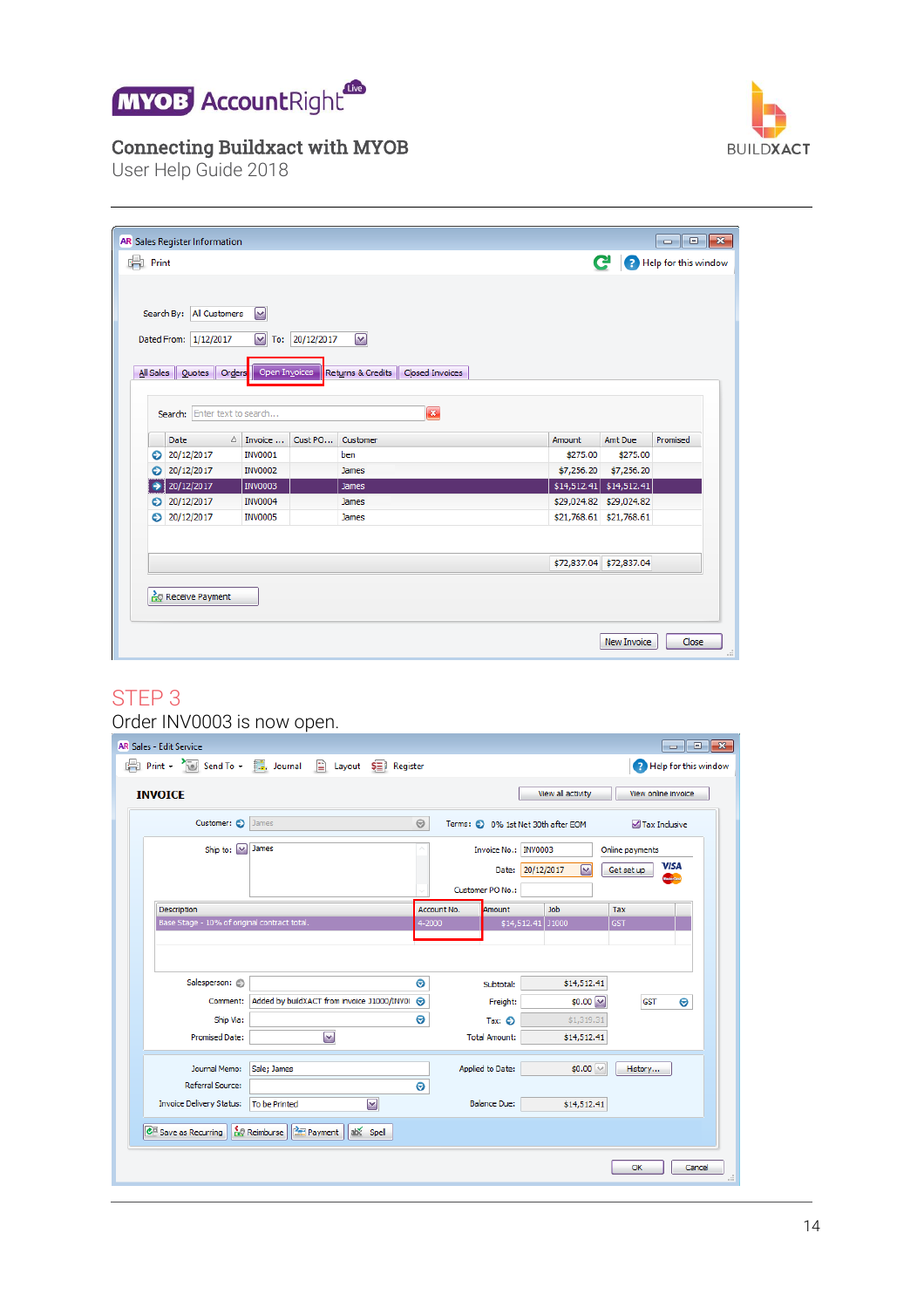Connecting Buildxact with MYOB
User Help Guide 2018

## STEP 3

Order INV0003 is now open.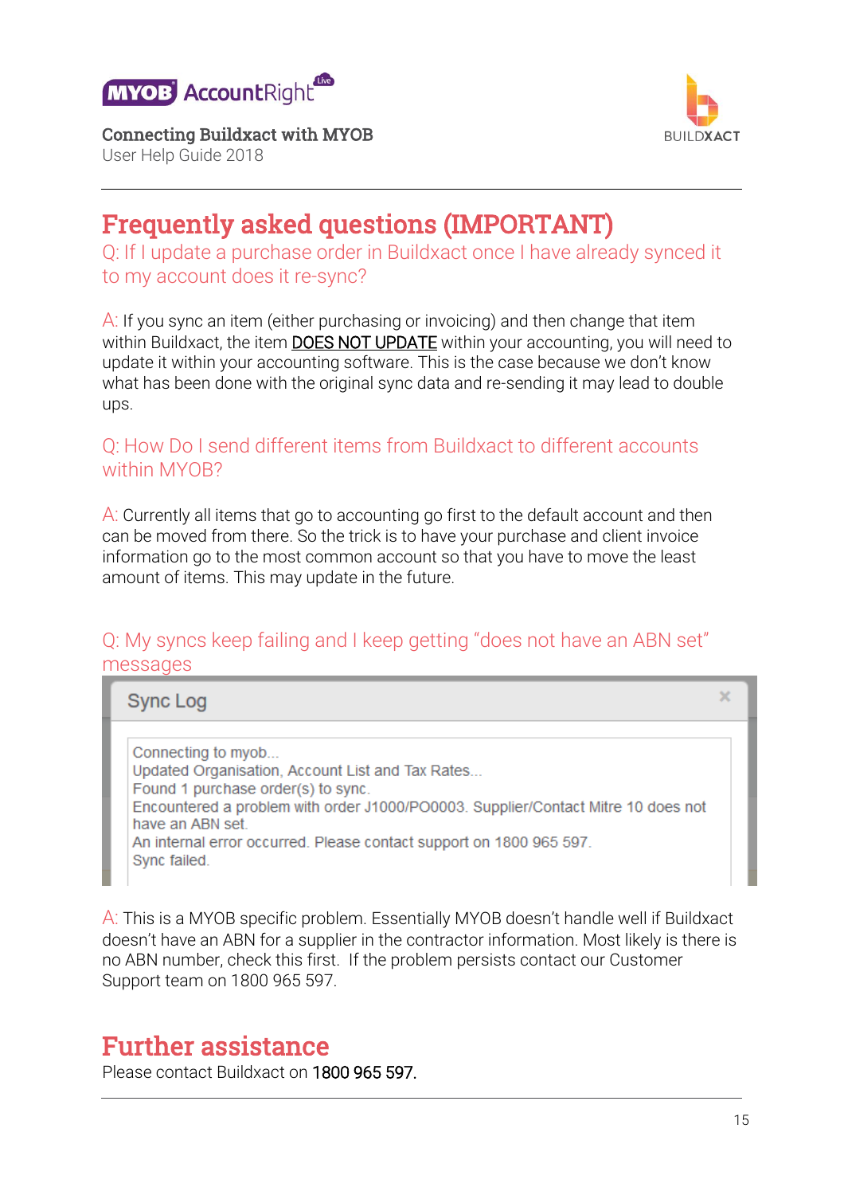# Frequently asked questions (IMPORTANT)

## Q: If I update a purchase order in Buildxact once I have already synced it to my account does it re-sync?

A: If you sync an item (either purchasing or invoicing) and then change that item within Buildxact, the item DOES NOT UPDATE within your accounting, you will need to update it within your accounting software. This is the case because we don't know what has been done with the original sync data and re-sending it may lead to double ups.

## Q: How Do I send different items from Buildxact to different accounts within MYOB?

A: Currently all items that go to accounting go first to the default account and then can be moved from there. So the trick is to have your purchase and client invoice information go to the most common account so that you have to move the least amount of items. This may update in the future.

## Q: My syncs keep failing and I keep getting "does not have an ABN set" messages

Sync Log

Connecting to myob...
Updated Organisation, Account List and Tax Rates...
Found 1 purchase order(s) to sync.
Encountered a problem with order J1000/PO0003. Supplier/Contact Mitre 10 does not have an ABN set.
An internal error occurred. Please contact support on 1800 965 597.
Sync failed.

A: This is a MYOB specific problem. Essentially MYOB doesn't handle well if Buildxact doesn't have an ABN for a supplier in the contractor information. Most likely is there is no ABN number, check this first. If the problem persists contact our Customer Support team on 1800 965 597.

# Further assistance

Please contact Buildxact on 1800 965 597.